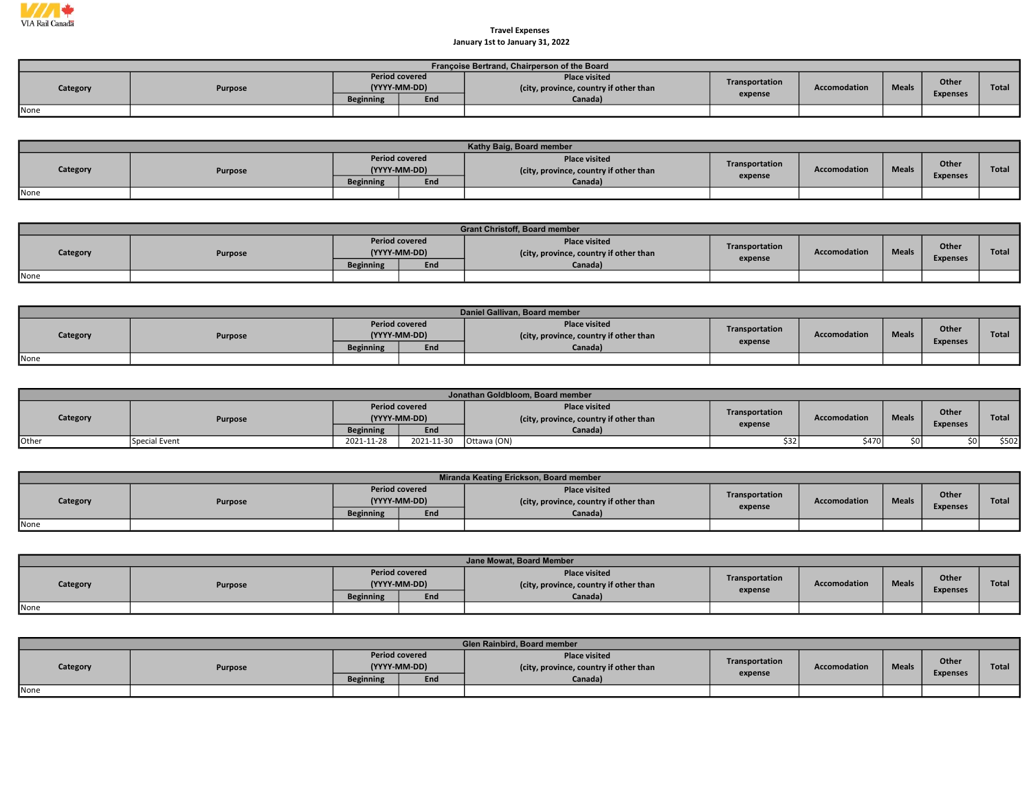VIA Rail Canada

# Travel Expenses

January 1st to January 31, 2022

### Françoise Bertrand, Chairperson of the Board

| Category | Purpose | Period covered (YYYY-MM-DD) | | Place visited (city, province, country if other than Canada) | Transportation expense | Accomodation | Meals | Other Expenses | Total |
|---|---|---|---|---|---|---|---|---|---|
| | | Beginning | End | | | | | | |
| None | | | | | | | | | |

### Kathy Baig, Board member

| Category | Purpose | Period covered (YYYY-MM-DD) | | Place visited (city, province, country if other than Canada) | Transportation expense | Accomodation | Meals | Other Expenses | Total |
|---|---|---|---|---|---|---|---|---|---|
| | | Beginning | End | | | | | | |
| None | | | | | | | | | |

### Grant Christoff, Board member

| Category | Purpose | Period covered (YYYY-MM-DD) | | Place visited (city, province, country if other than Canada) | Transportation expense | Accomodation | Meals | Other Expenses | Total |
|---|---|---|---|---|---|---|---|---|---|
| | | Beginning | End | | | | | | |
| None | | | | | | | | | |

### Daniel Gallivan, Board member

| Category | Purpose | Period covered (YYYY-MM-DD) | | Place visited (city, province, country if other than Canada) | Transportation expense | Accomodation | Meals | Other Expenses | Total |
|---|---|---|---|---|---|---|---|---|---|
| | | Beginning | End | | | | | | |
| None | | | | | | | | | |

### Jonathan Goldbloom, Board member

| Category | Purpose | Period covered (YYYY-MM-DD) | | Place visited (city, province, country if other than Canada) | Transportation expense | Accomodation | Meals | Other Expenses | Total |
|---|---|---|---|---|---|---|---|---|---|
| | | Beginning | End | | | | | | |
| Other | Special Event | 2021-11-28 | 2021-11-30 | Ottawa (ON) | $32 | $470 | $0 | $0 | $502 |

### Miranda Keating Erickson, Board member

| Category | Purpose | Period covered (YYYY-MM-DD) | | Place visited (city, province, country if other than Canada) | Transportation expense | Accomodation | Meals | Other Expenses | Total |
|---|---|---|---|---|---|---|---|---|---|
| | | Beginning | End | | | | | | |
| None | | | | | | | | | |

### Jane Mowat, Board Member

| Category | Purpose | Period covered (YYYY-MM-DD) | | Place visited (city, province, country if other than Canada) | Transportation expense | Accomodation | Meals | Other Expenses | Total |
|---|---|---|---|---|---|---|---|---|---|
| | | Beginning | End | | | | | | |
| None | | | | | | | | | |

### Glen Rainbird, Board member

| Category | Purpose | Period covered (YYYY-MM-DD) | | Place visited (city, province, country if other than Canada) | Transportation expense | Accomodation | Meals | Other Expenses | Total |
|---|---|---|---|---|---|---|---|---|---|
| | | Beginning | End | | | | | | |
| None | | | | | | | | | |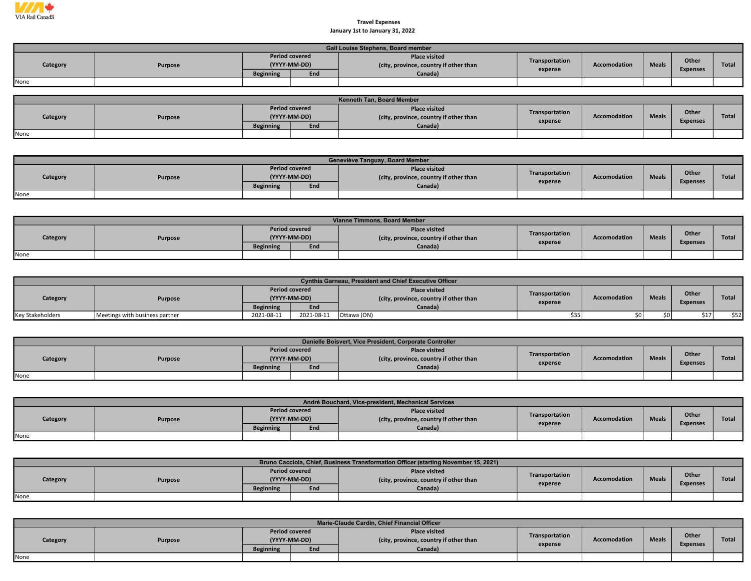VIA Rail Canada

Travel Expenses

January 1st to January 31, 2022

| Gail Louise Stephens, Board member | | | | | | | | | |
|---|---|---|---|---|---|---|---|---|---|
| Category | Purpose | Period covered (YYYY-MM-DD) | | Place visited (city, province, country if other than Canada) | Transportation expense | Accomodation | Meals | Other Expenses | Total |
| | | Beginning | End | | | | | | |
| None | | | | | | | | | |

| Kenneth Tan, Board Member | | | | | | | | | |
|---|---|---|---|---|---|---|---|---|---|
| Category | Purpose | Period covered (YYYY-MM-DD) | | Place visited (city, province, country if other than Canada) | Transportation expense | Accomodation | Meals | Other Expenses | Total |
| | | Beginning | End | | | | | | |
| None | | | | | | | | | |

| Geneviève Tanguay, Board Member | | | | | | | | | |
|---|---|---|---|---|---|---|---|---|---|
| Category | Purpose | Period covered (YYYY-MM-DD) | | Place visited (city, province, country if other than Canada) | Transportation expense | Accomodation | Meals | Other Expenses | Total |
| | | Beginning | End | | | | | | |
| None | | | | | | | | | |

| Vianne Timmons, Board Member | | | | | | | | | |
|---|---|---|---|---|---|---|---|---|---|
| Category | Purpose | Period covered (YYYY-MM-DD) | | Place visited (city, province, country if other than Canada) | Transportation expense | Accomodation | Meals | Other Expenses | Total |
| | | Beginning | End | | | | | | |
| None | | | | | | | | | |

| Cynthia Garneau, President and Chief Executive Officer | | | | | | | | | |
|---|---|---|---|---|---|---|---|---|---|
| Category | Purpose | Period covered (YYYY-MM-DD) | | Place visited (city, province, country if other than Canada) | Transportation expense | Accomodation | Meals | Other Expenses | Total |
| | | Beginning | End | | | | | | |
| Key Stakeholders | Meetings with business partner | 2021-08-11 | 2021-08-11 | Ottawa (ON) | $35 | $0 | $0 | $17 | $52 |

| Danielle Boisvert, Vice President, Corporate Controller | | | | | | | | | |
|---|---|---|---|---|---|---|---|---|---|
| Category | Purpose | Period covered (YYYY-MM-DD) | | Place visited (city, province, country if other than Canada) | Transportation expense | Accomodation | Meals | Other Expenses | Total |
| | | Beginning | End | | | | | | |
| None | | | | | | | | | |

| André Bouchard, Vice-president, Mechanical Services | | | | | | | | | |
|---|---|---|---|---|---|---|---|---|---|
| Category | Purpose | Period covered (YYYY-MM-DD) | | Place visited (city, province, country if other than Canada) | Transportation expense | Accomodation | Meals | Other Expenses | Total |
| | | Beginning | End | | | | | | |
| None | | | | | | | | | |

| Bruno Cacciola, Chief, Business Transformation Officer (starting November 15, 2021) | | | | | | | | | |
|---|---|---|---|---|---|---|---|---|---|
| Category | Purpose | Period covered (YYYY-MM-DD) | | Place visited (city, province, country if other than Canada) | Transportation expense | Accomodation | Meals | Other Expenses | Total |
| | | Beginning | End | | | | | | |
| None | | | | | | | | | |

| Marie-Claude Cardin, Chief Financial Officer | | | | | | | | | |
|---|---|---|---|---|---|---|---|---|---|
| Category | Purpose | Period covered (YYYY-MM-DD) | | Place visited (city, province, country if other than Canada) | Transportation expense | Accomodation | Meals | Other Expenses | Total |
| | | Beginning | End | | | | | | |
| None | | | | | | | | | |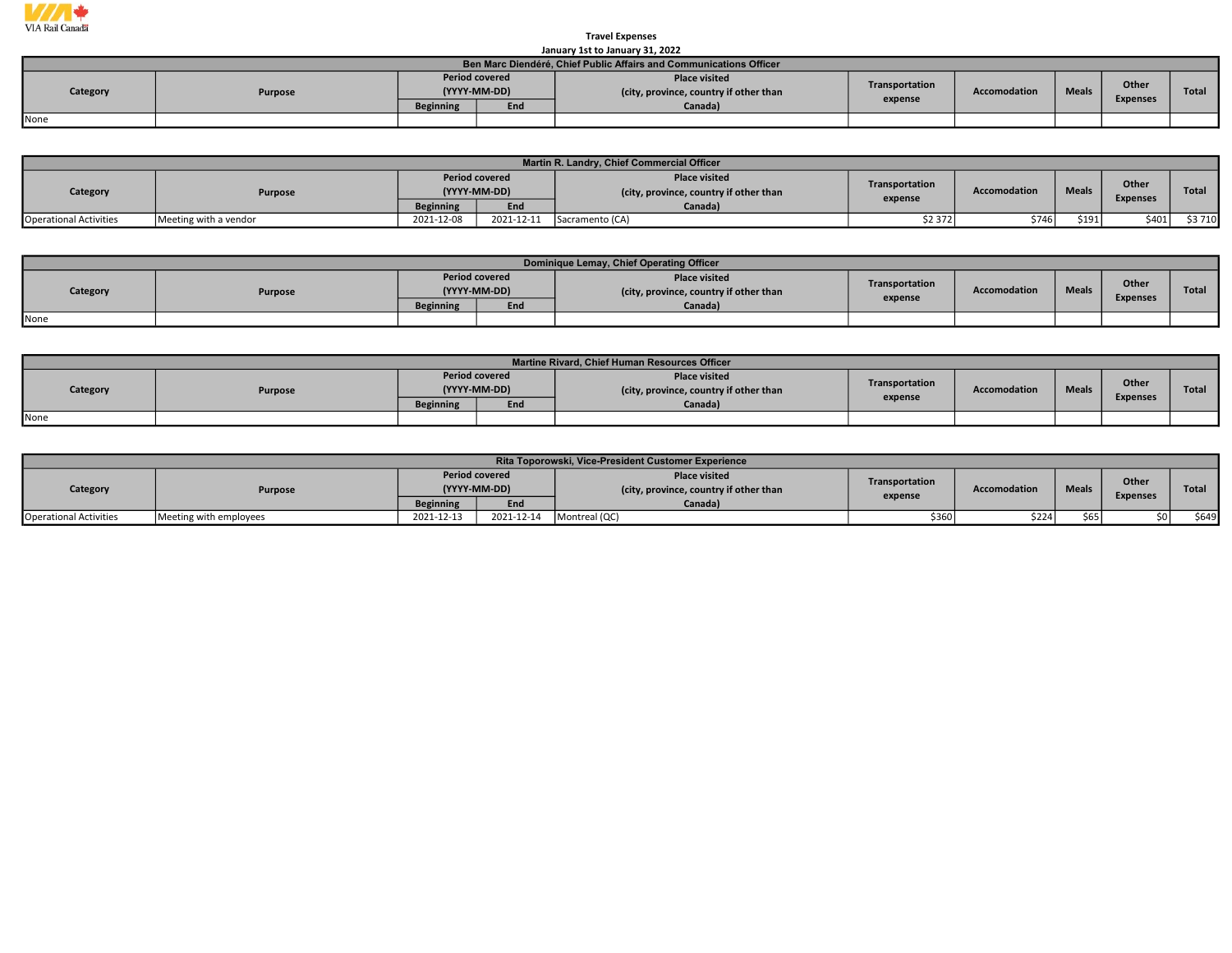VIA Rail Canada

**Travel Expenses**
**January 1st to January 31, 2022**

**Ben Marc Diendéré, Chief Public Affairs and Communications Officer**

| Category | Purpose | Period covered (YYYY-MM-DD) Beginning | Period covered (YYYY-MM-DD) End | Place visited (city, province, country if other than Canada) | Transportation expense | Accomodation | Meals | Other Expenses | Total |
|---|---|---|---|---|---|---|---|---|---|
| None | | | | | | | | | |

**Martin R. Landry, Chief Commercial Officer**

| Category | Purpose | Period covered (YYYY-MM-DD) Beginning | Period covered (YYYY-MM-DD) End | Place visited (city, province, country if other than Canada) | Transportation expense | Accomodation | Meals | Other Expenses | Total |
|---|---|---|---|---|---|---|---|---|---|
| Operational Activities | Meeting with a vendor | 2021-12-08 | 2021-12-11 | Sacramento (CA) | $2 372 | $746 | $191 | $401 | $3 710 |

**Dominique Lemay, Chief Operating Officer**

| Category | Purpose | Period covered (YYYY-MM-DD) Beginning | Period covered (YYYY-MM-DD) End | Place visited (city, province, country if other than Canada) | Transportation expense | Accomodation | Meals | Other Expenses | Total |
|---|---|---|---|---|---|---|---|---|---|
| None | | | | | | | | | |

**Martine Rivard, Chief Human Resources Officer**

| Category | Purpose | Period covered (YYYY-MM-DD) Beginning | Period covered (YYYY-MM-DD) End | Place visited (city, province, country if other than Canada) | Transportation expense | Accomodation | Meals | Other Expenses | Total |
|---|---|---|---|---|---|---|---|---|---|
| None | | | | | | | | | |

**Rita Toporowski, Vice-President Customer Experience**

| Category | Purpose | Period covered (YYYY-MM-DD) Beginning | Period covered (YYYY-MM-DD) End | Place visited (city, province, country if other than Canada) | Transportation expense | Accomodation | Meals | Other Expenses | Total |
|---|---|---|---|---|---|---|---|---|---|
| Operational Activities | Meeting with employees | 2021-12-13 | 2021-12-14 | Montreal (QC) | $360 | $224 | $65 | $0 | $649 |